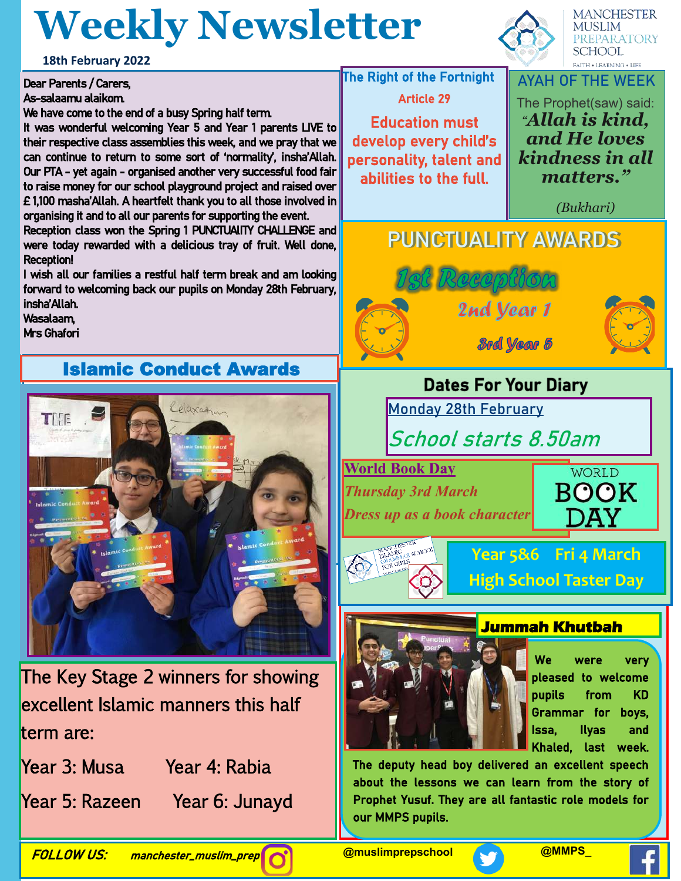# Weekly Newsletter

**18th February 2022**

MANCHESTER MUSLIM PREPARATORY SCHOOL
FAITH • LEARNING • LIFE

Dear Parents / Carers,

As-salaamu alaikom.

We have come to the end of a busy Spring half term.

It was wonderful welcoming Year 5 and Year 1 parents LIVE to their respective class assemblies this week, and we pray that we can continue to return to some sort of 'normality', insha'Allah.

Our PTA - yet again - organised another very successful food fair to raise money for our school playground project and raised over £1,100 masha'Allah. A heartfelt thank you to all those involved in organising it and to all our parents for supporting the event.

Reception class won the Spring 1 PUNCTUALITY CHALLENGE and were today rewarded with a delicious tray of fruit. Well done, Reception!

I wish all our families a restful half term break and am looking forward to welcoming back our pupils on Monday 28th February, insha'Allah.

Wasalaam,

Mrs Ghafori

## The Right of the Fortnight

**Article 29**

**Education must develop every child's personality, talent and abilities to the full.**

## AYAH OF THE WEEK

The Prophet(saw) said:

***"Allah is kind, and He loves kindness in all matters."***

*(Bukhari)*

## PUNCTUALITY AWARDS

1st Reception

2nd Year 1

3rd Year 5

## Islamic Conduct Awards

The Key Stage 2 winners for showing excellent Islamic manners this half term are:

Year 3: Musa  Year 4: Rabia

Year 5: Razeen  Year 6: Junayd

## Dates For Your Diary

Monday 28th February

*School starts 8.50am*

**World Book Day**

*Thursday 3rd March*

*Dress up as a book character*

WORLD BOOK DAY

**Year 5&6 Fri 4 March**

**High School Taster Day**

## Jummah Khutbah

We were very pleased to welcome pupils from KD Grammar for boys, Issa, Ilyas and Khaled, last week. The deputy head boy delivered an excellent speech about the lessons we can learn from the story of Prophet Yusuf. They are all fantastic role models for our MMPS pupils.

**FOLLOW US:** manchester_muslim_prep @muslimprepschool @MMPS_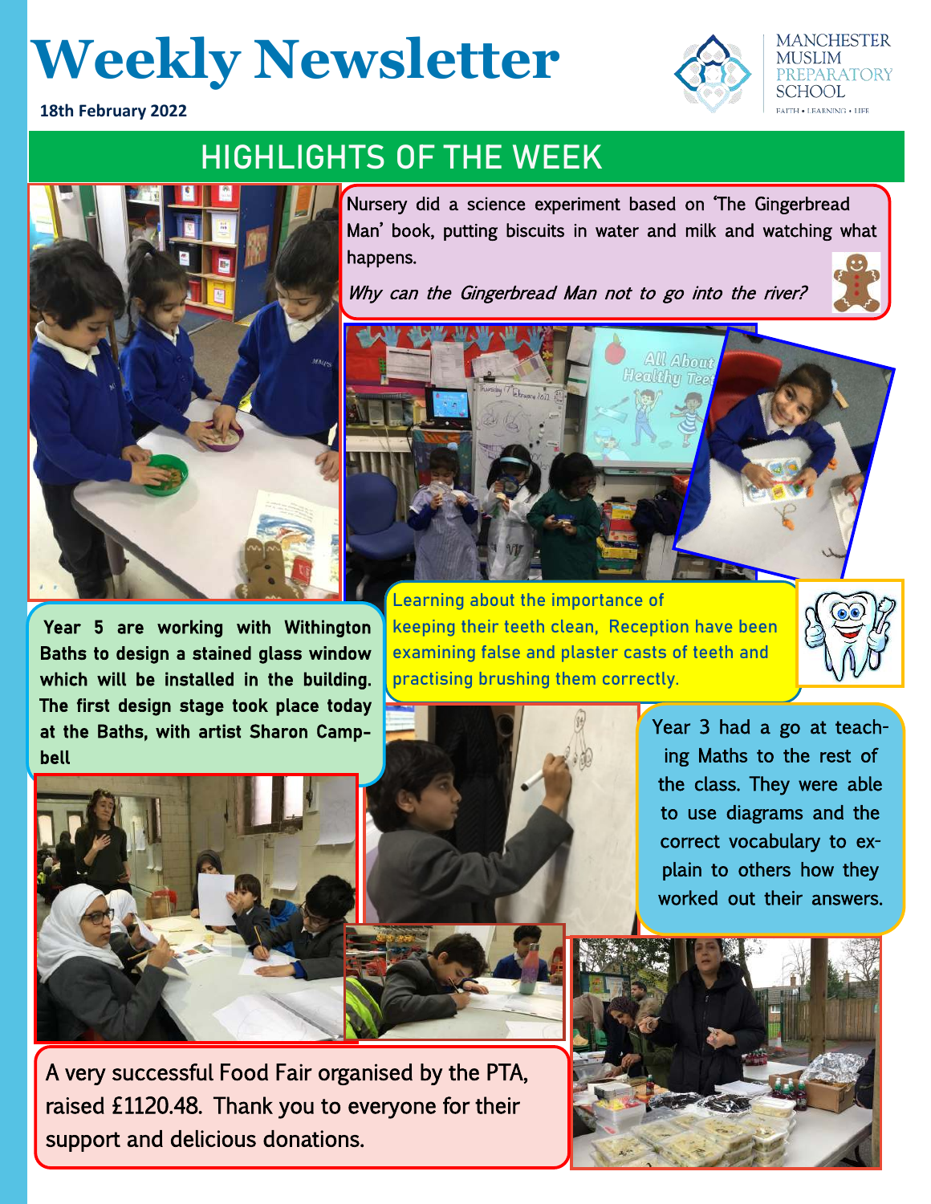# Weekly Newsletter

**18th February 2022**

MANCHESTER MUSLIM PREPARATORY SCHOOL

FAITH • LEARNING • LIFE

## HIGHLIGHTS OF THE WEEK

Nursery did a science experiment based on 'The Gingerbread Man' book, putting biscuits in water and milk and watching what happens.

*Why can the Gingerbread Man not to go into the river?*

**Year 5 are working with Withington Baths to design a stained glass window which will be installed in the building. The first design stage took place today at the Baths, with artist Sharon Campbell**

Learning about the importance of keeping their teeth clean, Reception have been examining false and plaster casts of teeth and practising brushing them correctly.

Year 3 had a go at teaching Maths to the rest of the class. They were able to use diagrams and the correct vocabulary to explain to others how they worked out their answers.

A very successful Food Fair organised by the PTA, raised £1120.48. Thank you to everyone for their support and delicious donations.